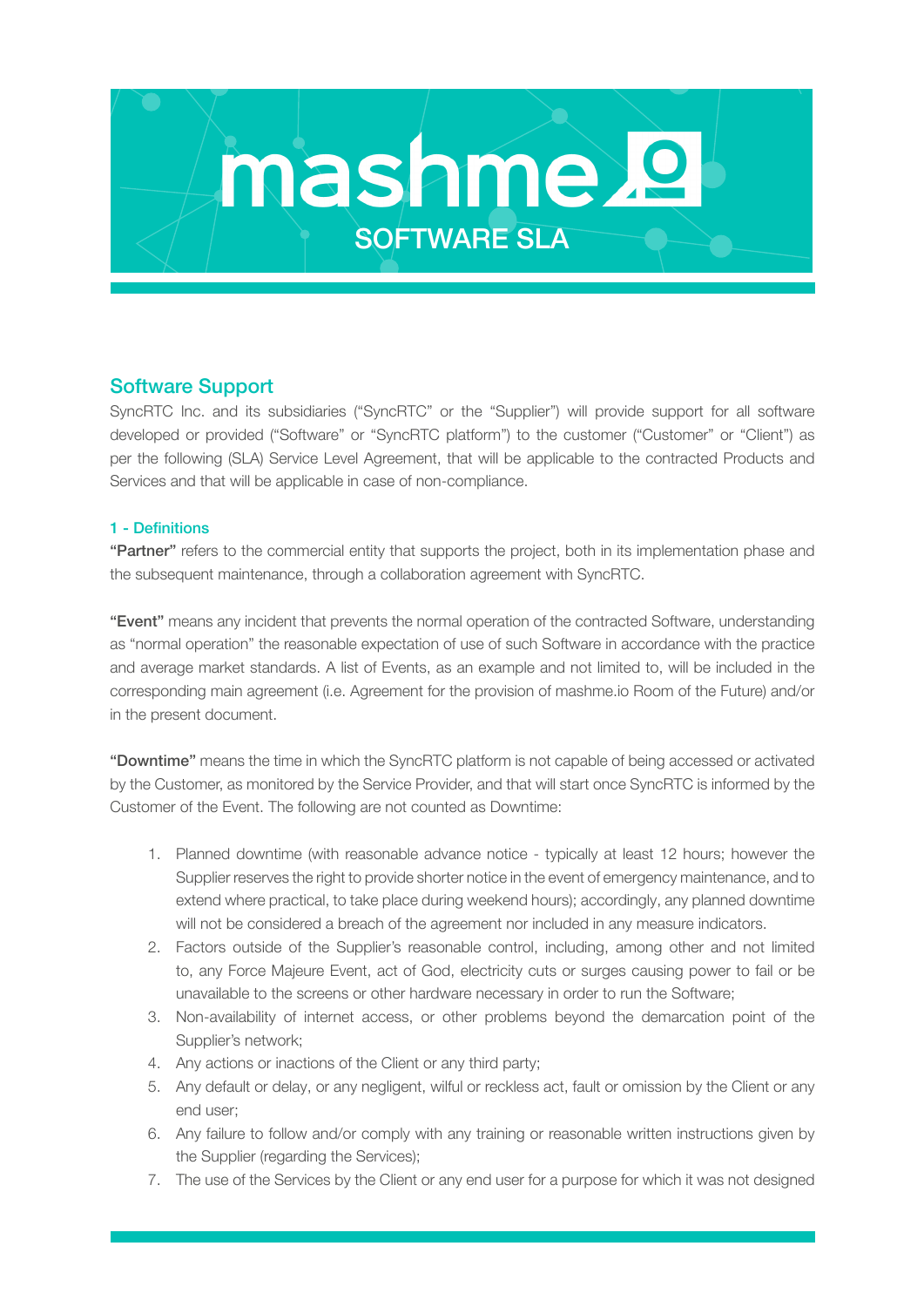# mashme SOFTWARE SLA

## Software Support

SyncRTC Inc. and its subsidiaries ("SyncRTC" or the "Supplier") will provide support for all software developed or provided ("Software" or "SyncRTC platform") to the customer ("Customer" or "Client") as per the following (SLA) Service Level Agreement, that will be applicable to the contracted Products and Services and that will be applicable in case of non-compliance.

### 1 - Definitions

**"Partner"** refers to the commercial entity that supports the project, both in its implementation phase and the subsequent maintenance, through a collaboration agreement with SyncRTC.

**"Event"** means any incident that prevents the normal operation of the contracted Software, understanding as "normal operation" the reasonable expectation of use of such Software in accordance with the practice and average market standards. A list of Events, as an example and not limited to, will be included in the corresponding main agreement (i.e. Agreement for the provision of mashme.io Room of the Future) and/or in the present document.

**"Downtime"** means the time in which the SyncRTC platform is not capable of being accessed or activated by the Customer, as monitored by the Service Provider, and that will start once SyncRTC is informed by the Customer of the Event. The following are not counted as Downtime:

1. Planned downtime (with reasonable advance notice - typically at least 12 hours; however the Supplier reserves the right to provide shorter notice in the event of emergency maintenance, and to extend where practical, to take place during weekend hours); accordingly, any planned downtime will not be considered a breach of the agreement nor included in any measure indicators.
2. Factors outside of the Supplier's reasonable control, including, among other and not limited to, any Force Majeure Event, act of God, electricity cuts or surges causing power to fail or be unavailable to the screens or other hardware necessary in order to run the Software;
3. Non-availability of internet access, or other problems beyond the demarcation point of the Supplier's network;
4. Any actions or inactions of the Client or any third party;
5. Any default or delay, or any negligent, wilful or reckless act, fault or omission by the Client or any end user;
6. Any failure to follow and/or comply with any training or reasonable written instructions given by the Supplier (regarding the Services);
7. The use of the Services by the Client or any end user for a purpose for which it was not designed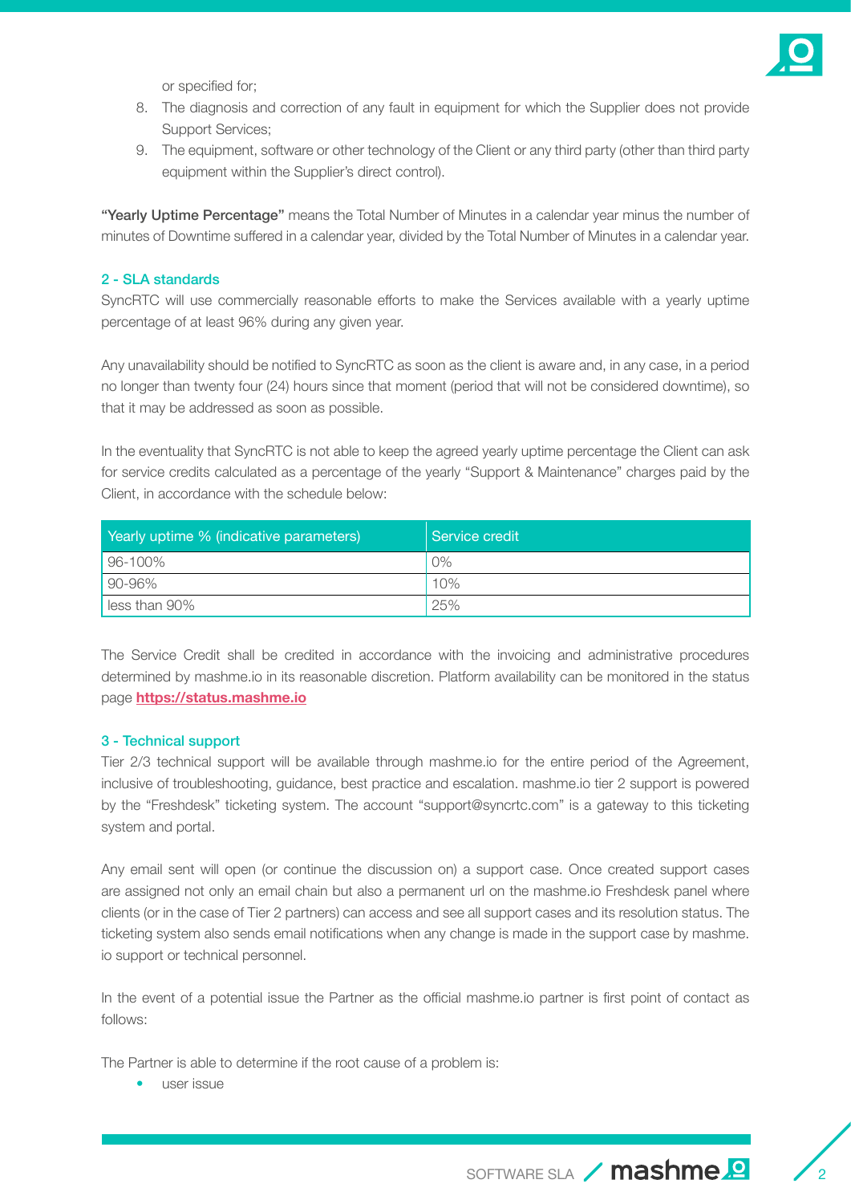or specified for;

8. The diagnosis and correction of any fault in equipment for which the Supplier does not provide Support Services;
9. The equipment, software or other technology of the Client or any third party (other than third party equipment within the Supplier's direct control).

**"Yearly Uptime Percentage"** means the Total Number of Minutes in a calendar year minus the number of minutes of Downtime suffered in a calendar year, divided by the Total Number of Minutes in a calendar year.

## 2 - SLA standards

SyncRTC will use commercially reasonable efforts to make the Services available with a yearly uptime percentage of at least 96% during any given year.

Any unavailability should be notified to SyncRTC as soon as the client is aware and, in any case, in a period no longer than twenty four (24) hours since that moment (period that will not be considered downtime), so that it may be addressed as soon as possible.

In the eventuality that SyncRTC is not able to keep the agreed yearly uptime percentage the Client can ask for service credits calculated as a percentage of the yearly "Support & Maintenance" charges paid by the Client, in accordance with the schedule below:

| Yearly uptime % (indicative parameters) | Service credit |
|---|---|
| 96-100% | 0% |
| 90-96% | 10% |
| less than 90% | 25% |

The Service Credit shall be credited in accordance with the invoicing and administrative procedures determined by mashme.io in its reasonable discretion. Platform availability can be monitored in the status page **https://status.mashme.io**

## 3 - Technical support

Tier 2/3 technical support will be available through mashme.io for the entire period of the Agreement, inclusive of troubleshooting, guidance, best practice and escalation. mashme.io tier 2 support is powered by the "Freshdesk" ticketing system. The account "support@syncrtc.com" is a gateway to this ticketing system and portal.

Any email sent will open (or continue the discussion on) a support case. Once created support cases are assigned not only an email chain but also a permanent url on the mashme.io Freshdesk panel where clients (or in the case of Tier 2 partners) can access and see all support cases and its resolution status. The ticketing system also sends email notifications when any change is made in the support case by mashme.io support or technical personnel.

In the event of a potential issue the Partner as the official mashme.io partner is first point of contact as follows:

The Partner is able to determine if the root cause of a problem is:

- user issue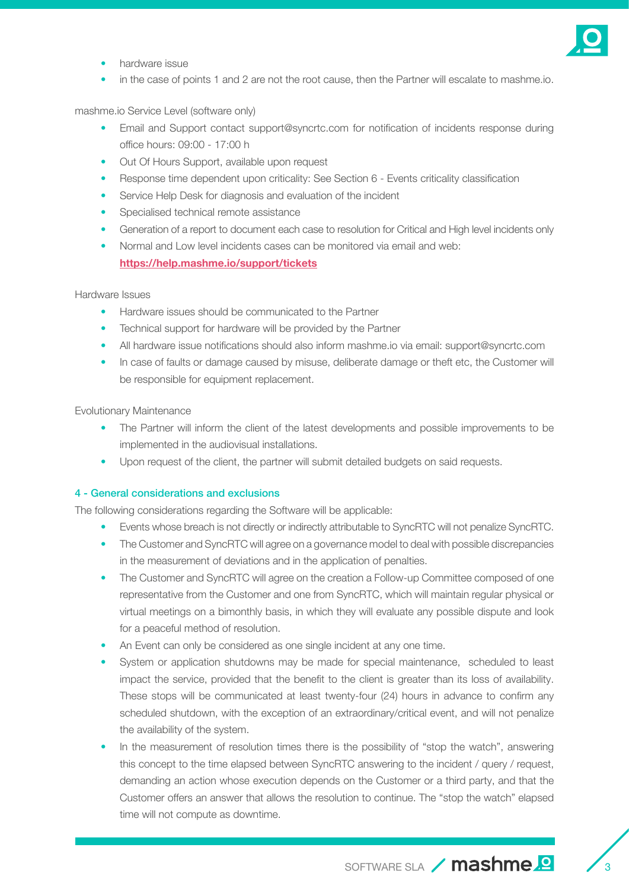- hardware issue
- in the case of points 1 and 2 are not the root cause, then the Partner will escalate to mashme.io.

mashme.io Service Level (software only)

- Email and Support contact support@syncrtc.com for notification of incidents response during office hours: 09:00 - 17:00 h
- Out Of Hours Support, available upon request
- Response time dependent upon criticality: See Section 6 - Events criticality classification
- Service Help Desk for diagnosis and evaluation of the incident
- Specialised technical remote assistance
- Generation of a report to document each case to resolution for Critical and High level incidents only
- Normal and Low level incidents cases can be monitored via email and web: **https://help.mashme.io/support/tickets**

Hardware Issues

- Hardware issues should be communicated to the Partner
- Technical support for hardware will be provided by the Partner
- All hardware issue notifications should also inform mashme.io via email: support@syncrtc.com
- In case of faults or damage caused by misuse, deliberate damage or theft etc, the Customer will be responsible for equipment replacement.

Evolutionary Maintenance

- The Partner will inform the client of the latest developments and possible improvements to be implemented in the audiovisual installations.
- Upon request of the client, the partner will submit detailed budgets on said requests.

## 4 - General considerations and exclusions

The following considerations regarding the Software will be applicable:

- Events whose breach is not directly or indirectly attributable to SyncRTC will not penalize SyncRTC.
- The Customer and SyncRTC will agree on a governance model to deal with possible discrepancies in the measurement of deviations and in the application of penalties.
- The Customer and SyncRTC will agree on the creation a Follow-up Committee composed of one representative from the Customer and one from SyncRTC, which will maintain regular physical or virtual meetings on a bimonthly basis, in which they will evaluate any possible dispute and look for a peaceful method of resolution.
- An Event can only be considered as one single incident at any one time.
- System or application shutdowns may be made for special maintenance, scheduled to least impact the service, provided that the benefit to the client is greater than its loss of availability. These stops will be communicated at least twenty-four (24) hours in advance to confirm any scheduled shutdown, with the exception of an extraordinary/critical event, and will not penalize the availability of the system.
- In the measurement of resolution times there is the possibility of "stop the watch", answering this concept to the time elapsed between SyncRTC answering to the incident / query / request, demanding an action whose execution depends on the Customer or a third party, and that the Customer offers an answer that allows the resolution to continue. The "stop the watch" elapsed time will not compute as downtime.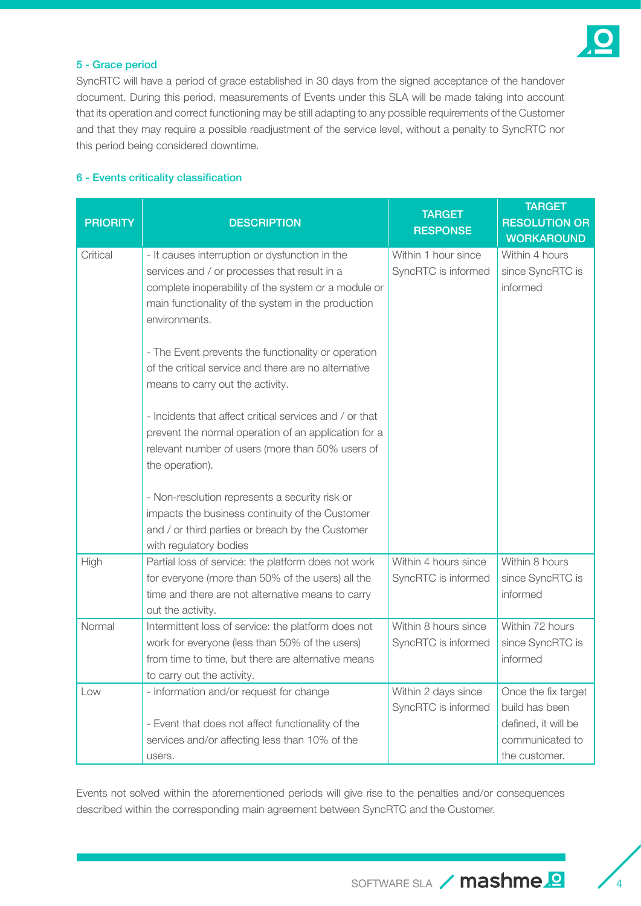### 5 - Grace period

SyncRTC will have a period of grace established in 30 days from the signed acceptance of the handover document. During this period, measurements of Events under this SLA will be made taking into account that its operation and correct functioning may be still adapting to any possible requirements of the Customer and that they may require a possible readjustment of the service level, without a penalty to SyncRTC nor this period being considered downtime.

### 6 - Events criticality classification

| PRIORITY | DESCRIPTION | TARGET RESPONSE | TARGET RESOLUTION OR WORKAROUND |
|---|---|---|---|
| Critical | - It causes interruption or dysfunction in the services and / or processes that result in a complete inoperability of the system or a module or main functionality of the system in the production environments.<br><br>- The Event prevents the functionality or operation of the critical service and there are no alternative means to carry out the activity.<br><br>- Incidents that affect critical services and / or that prevent the normal operation of an application for a relevant number of users (more than 50% users of the operation).<br><br>- Non-resolution represents a security risk or impacts the business continuity of the Customer and / or third parties or breach by the Customer with regulatory bodies | Within 1 hour since SyncRTC is informed | Within 4 hours since SyncRTC is informed |
| High | Partial loss of service: the platform does not work for everyone (more than 50% of the users) all the time and there are not alternative means to carry out the activity. | Within 4 hours since SyncRTC is informed | Within 8 hours since SyncRTC is informed |
| Normal | Intermittent loss of service: the platform does not work for everyone (less than 50% of the users) from time to time, but there are alternative means to carry out the activity. | Within 8 hours since SyncRTC is informed | Within 72 hours since SyncRTC is informed |
| Low | - Information and/or request for change<br><br>- Event that does not affect functionality of the services and/or affecting less than 10% of the users. | Within 2 days since SyncRTC is informed | Once the fix target build has been defined, it will be communicated to the customer. |

Events not solved within the aforementioned periods will give rise to the penalties and/or consequences described within the corresponding main agreement between SyncRTC and the Customer.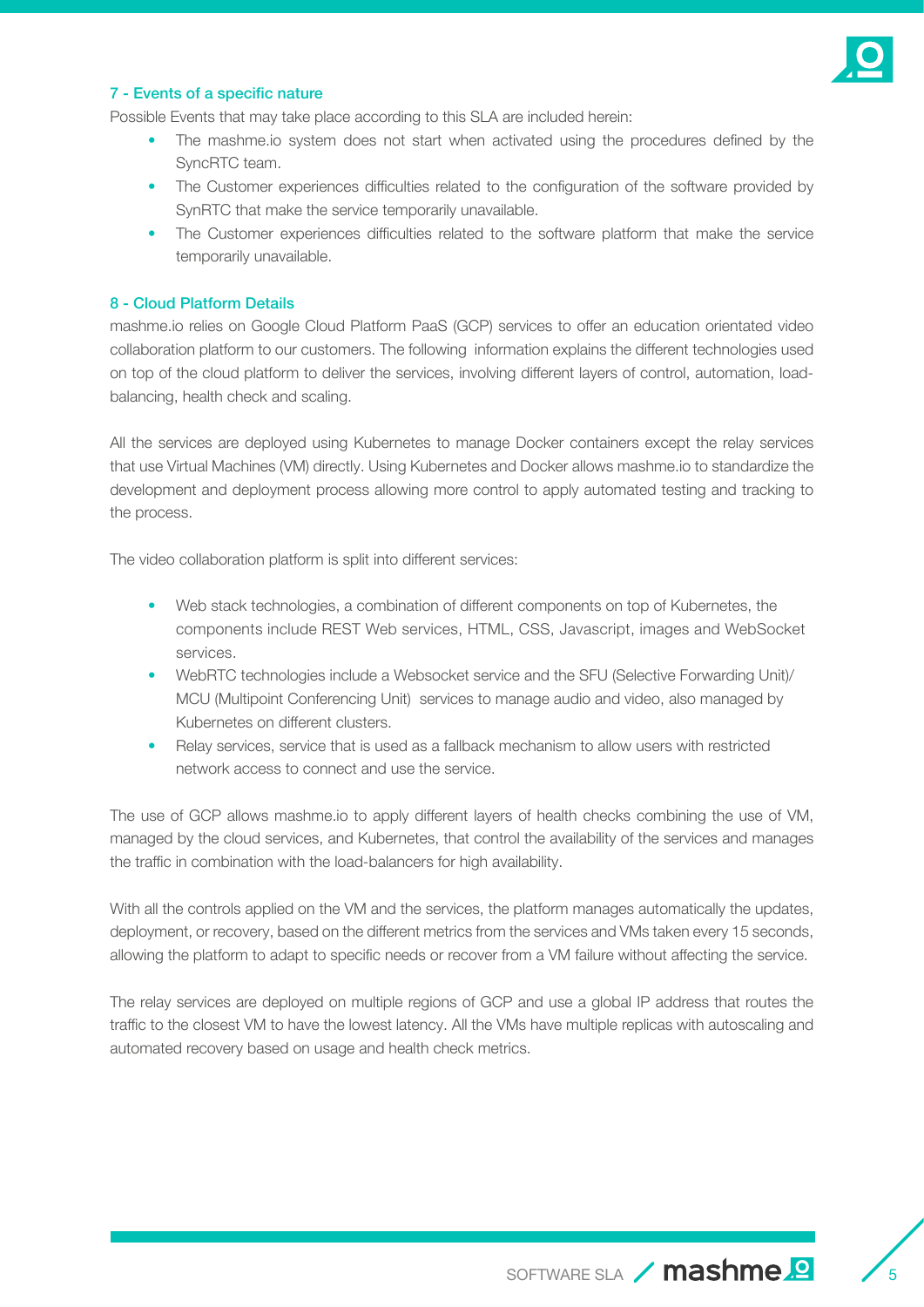## 7 - Events of a specific nature

Possible Events that may take place according to this SLA are included herein:

- The mashme.io system does not start when activated using the procedures defined by the SyncRTC team.
- The Customer experiences difficulties related to the configuration of the software provided by SynRTC that make the service temporarily unavailable.
- The Customer experiences difficulties related to the software platform that make the service temporarily unavailable.

## 8 - Cloud Platform Details

mashme.io relies on Google Cloud Platform PaaS (GCP) services to offer an education orientated video collaboration platform to our customers. The following information explains the different technologies used on top of the cloud platform to deliver the services, involving different layers of control, automation, load-balancing, health check and scaling.

All the services are deployed using Kubernetes to manage Docker containers except the relay services that use Virtual Machines (VM) directly. Using Kubernetes and Docker allows mashme.io to standardize the development and deployment process allowing more control to apply automated testing and tracking to the process.

The video collaboration platform is split into different services:

- Web stack technologies, a combination of different components on top of Kubernetes, the components include REST Web services, HTML, CSS, Javascript, images and WebSocket services.
- WebRTC technologies include a Websocket service and the SFU (Selective Forwarding Unit)/ MCU (Multipoint Conferencing Unit) services to manage audio and video, also managed by Kubernetes on different clusters.
- Relay services, service that is used as a fallback mechanism to allow users with restricted network access to connect and use the service.

The use of GCP allows mashme.io to apply different layers of health checks combining the use of VM, managed by the cloud services, and Kubernetes, that control the availability of the services and manages the traffic in combination with the load-balancers for high availability.

With all the controls applied on the VM and the services, the platform manages automatically the updates, deployment, or recovery, based on the different metrics from the services and VMs taken every 15 seconds, allowing the platform to adapt to specific needs or recover from a VM failure without affecting the service.

The relay services are deployed on multiple regions of GCP and use a global IP address that routes the traffic to the closest VM to have the lowest latency. All the VMs have multiple replicas with autoscaling and automated recovery based on usage and health check metrics.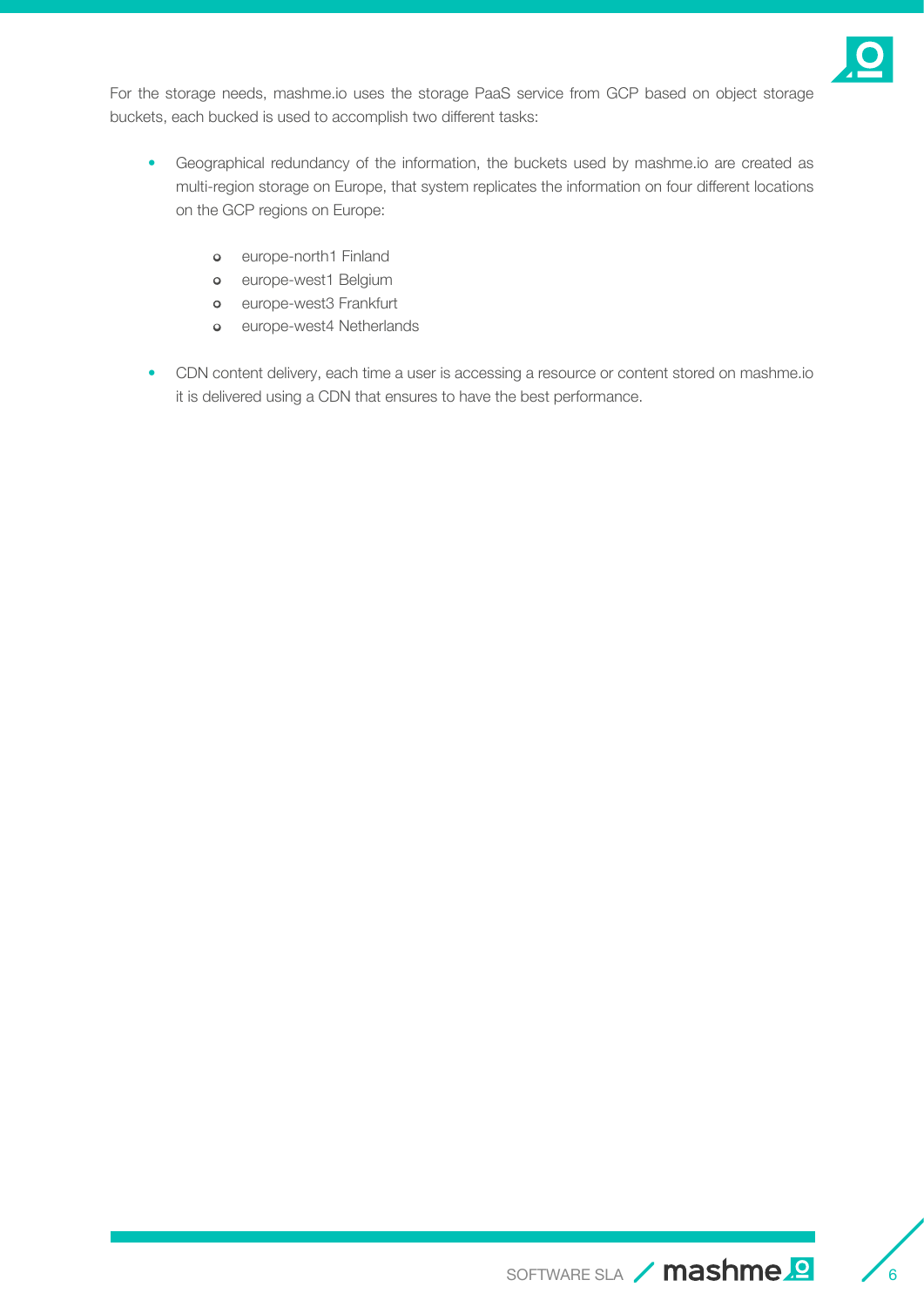For the storage needs, mashme.io uses the storage PaaS service from GCP based on object storage buckets, each bucked is used to accomplish two different tasks:

- Geographical redundancy of the information, the buckets used by mashme.io are created as multi-region storage on Europe, that system replicates the information on four different locations on the GCP regions on Europe:
  - europe-north1 Finland
  - europe-west1 Belgium
  - europe-west3 Frankfurt
  - europe-west4 Netherlands
- CDN content delivery, each time a user is accessing a resource or content stored on mashme.io it is delivered using a CDN that ensures to have the best performance.